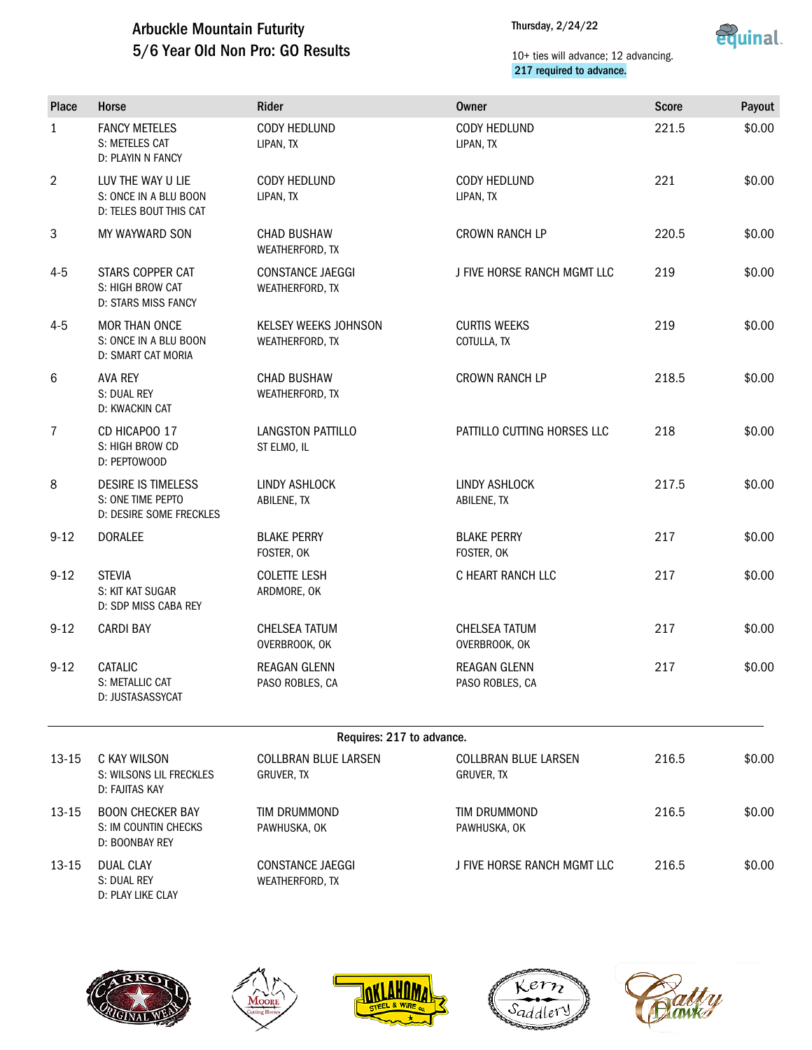# Arbuckle Mountain Futurity
## 5/6 Year Old Non Pro: GO Results

Thursday, 2/24/22

10+ ties will advance; 12 advancing.
**217 required to advance.**

| Place | Horse | Rider | Owner | Score | Payout |
|---|---|---|---|---|---|
| 1 | FANCY METELES<br>S: METELES CAT<br>D: PLAYIN N FANCY | CODY HEDLUND<br>LIPAN, TX | CODY HEDLUND<br>LIPAN, TX | 221.5 | $0.00 |
| 2 | LUV THE WAY U LIE<br>S: ONCE IN A BLU BOON<br>D: TELES BOUT THIS CAT | CODY HEDLUND<br>LIPAN, TX | CODY HEDLUND<br>LIPAN, TX | 221 | $0.00 |
| 3 | MY WAYWARD SON | CHAD BUSHAW<br>WEATHERFORD, TX | CROWN RANCH LP | 220.5 | $0.00 |
| 4-5 | STARS COPPER CAT<br>S: HIGH BROW CAT<br>D: STARS MISS FANCY | CONSTANCE JAEGGI<br>WEATHERFORD, TX | J FIVE HORSE RANCH MGMT LLC | 219 | $0.00 |
| 4-5 | MOR THAN ONCE<br>S: ONCE IN A BLU BOON<br>D: SMART CAT MORIA | KELSEY WEEKS JOHNSON<br>WEATHERFORD, TX | CURTIS WEEKS<br>COTULLA, TX | 219 | $0.00 |
| 6 | AVA REY<br>S: DUAL REY<br>D: KWACKIN CAT | CHAD BUSHAW<br>WEATHERFORD, TX | CROWN RANCH LP | 218.5 | $0.00 |
| 7 | CD HICAPOO 17<br>S: HIGH BROW CD<br>D: PEPTOWOOD | LANGSTON PATTILLO<br>ST ELMO, IL | PATTILLO CUTTING HORSES LLC | 218 | $0.00 |
| 8 | DESIRE IS TIMELESS<br>S: ONE TIME PEPTO<br>D: DESIRE SOME FRECKLES | LINDY ASHLOCK<br>ABILENE, TX | LINDY ASHLOCK<br>ABILENE, TX | 217.5 | $0.00 |
| 9-12 | DORALEE | BLAKE PERRY<br>FOSTER, OK | BLAKE PERRY<br>FOSTER, OK | 217 | $0.00 |
| 9-12 | STEVIA<br>S: KIT KAT SUGAR<br>D: SDP MISS CABA REY | COLETTE LESH<br>ARDMORE, OK | C HEART RANCH LLC | 217 | $0.00 |
| 9-12 | CARDI BAY | CHELSEA TATUM<br>OVERBROOK, OK | CHELSEA TATUM<br>OVERBROOK, OK | 217 | $0.00 |
| 9-12 | CATALIC<br>S: METALLIC CAT<br>D: JUSTASASSYCAT | REAGAN GLENN<br>PASO ROBLES, CA | REAGAN GLENN<br>PASO ROBLES, CA | 217 | $0.00 |
| | | Requires: 217 to advance. | | | |
| 13-15 | C KAY WILSON<br>S: WILSONS LIL FRECKLES<br>D: FAJITAS KAY | COLLBRAN BLUE LARSEN<br>GRUVER, TX | COLLBRAN BLUE LARSEN<br>GRUVER, TX | 216.5 | $0.00 |
| 13-15 | BOON CHECKER BAY<br>S: IM COUNTIN CHECKS<br>D: BOONBAY REY | TIM DRUMMOND<br>PAWHUSKA, OK | TIM DRUMMOND<br>PAWHUSKA, OK | 216.5 | $0.00 |
| 13-15 | DUAL CLAY<br>S: DUAL REY<br>D: PLAY LIKE CLAY | CONSTANCE JAEGGI<br>WEATHERFORD, TX | J FIVE HORSE RANCH MGMT LLC | 216.5 | $0.00 |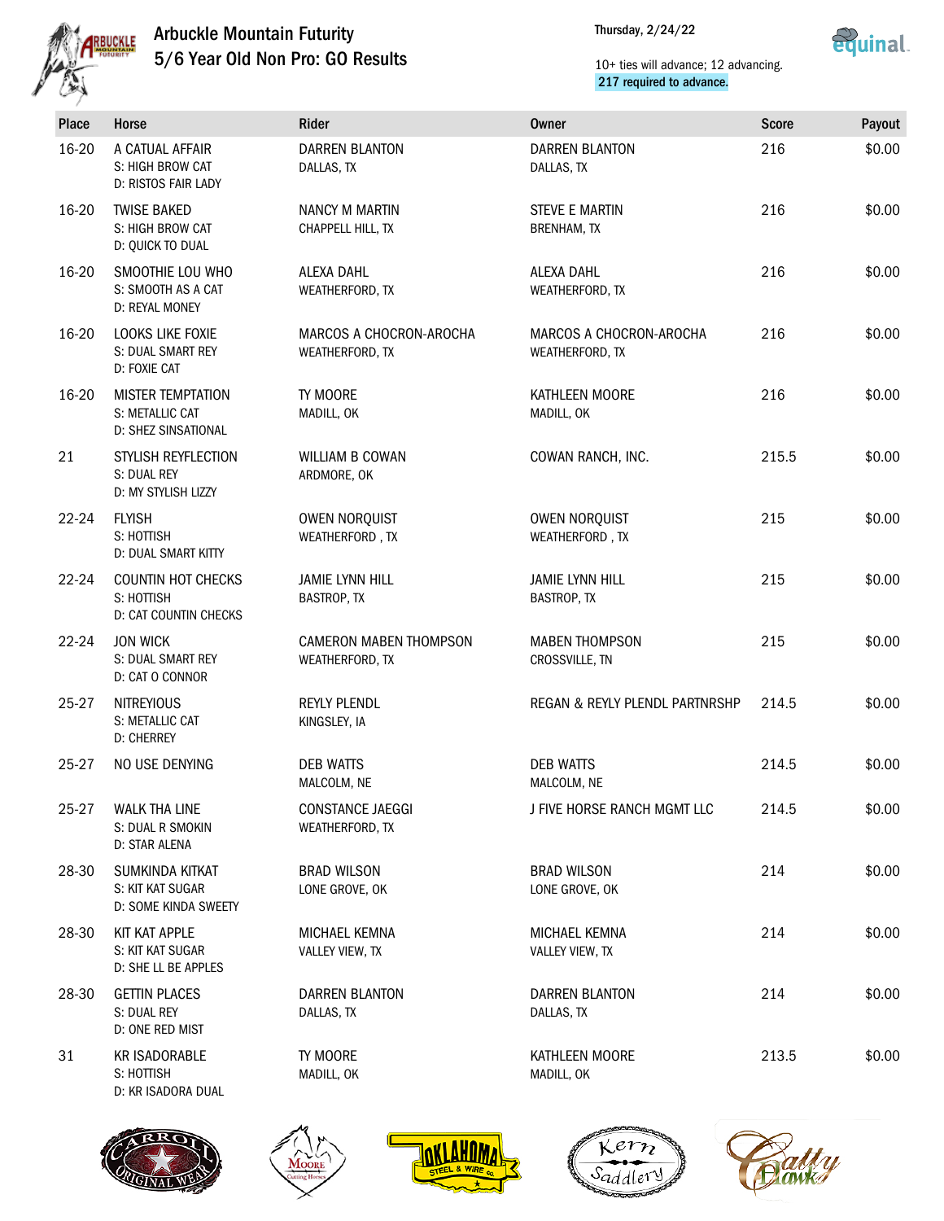# Arbuckle Mountain Futurity

## 5/6 Year Old Non Pro: GO Results

Thursday, 2/24/22

10+ ties will advance; 12 advancing.
**217 required to advance.**

| Place | Horse | Rider | Owner | Score | Payout |
|---|---|---|---|---|---|
| 16-20 | A CATUAL AFFAIR<br>S: HIGH BROW CAT<br>D: RISTOS FAIR LADY | DARREN BLANTON<br>DALLAS, TX | DARREN BLANTON<br>DALLAS, TX | 216 | $0.00 |
| 16-20 | TWISE BAKED<br>S: HIGH BROW CAT<br>D: QUICK TO DUAL | NANCY M MARTIN<br>CHAPPELL HILL, TX | STEVE E MARTIN<br>BRENHAM, TX | 216 | $0.00 |
| 16-20 | SMOOTHIE LOU WHO<br>S: SMOOTH AS A CAT<br>D: REYAL MONEY | ALEXA DAHL<br>WEATHERFORD, TX | ALEXA DAHL<br>WEATHERFORD, TX | 216 | $0.00 |
| 16-20 | LOOKS LIKE FOXIE<br>S: DUAL SMART REY<br>D: FOXIE CAT | MARCOS A CHOCRON-AROCHA<br>WEATHERFORD, TX | MARCOS A CHOCRON-AROCHA<br>WEATHERFORD, TX | 216 | $0.00 |
| 16-20 | MISTER TEMPTATION<br>S: METALLIC CAT<br>D: SHEZ SINSATIONAL | TY MOORE<br>MADILL, OK | KATHLEEN MOORE<br>MADILL, OK | 216 | $0.00 |
| 21 | STYLISH REYFLECTION<br>S: DUAL REY<br>D: MY STYLISH LIZZY | WILLIAM B COWAN<br>ARDMORE, OK | COWAN RANCH, INC. | 215.5 | $0.00 |
| 22-24 | FLYISH<br>S: HOTTISH<br>D: DUAL SMART KITTY | OWEN NORQUIST<br>WEATHERFORD , TX | OWEN NORQUIST<br>WEATHERFORD , TX | 215 | $0.00 |
| 22-24 | COUNTIN HOT CHECKS<br>S: HOTTISH<br>D: CAT COUNTIN CHECKS | JAMIE LYNN HILL<br>BASTROP, TX | JAMIE LYNN HILL<br>BASTROP, TX | 215 | $0.00 |
| 22-24 | JON WICK<br>S: DUAL SMART REY<br>D: CAT O CONNOR | CAMERON MABEN THOMPSON<br>WEATHERFORD, TX | MABEN THOMPSON<br>CROSSVILLE, TN | 215 | $0.00 |
| 25-27 | NITREYIOUS<br>S: METALLIC CAT<br>D: CHERREY | REYLY PLENDL<br>KINGSLEY, IA | REGAN & REYLY PLENDL PARTNRSHP | 214.5 | $0.00 |
| 25-27 | NO USE DENYING | DEB WATTS<br>MALCOLM, NE | DEB WATTS<br>MALCOLM, NE | 214.5 | $0.00 |
| 25-27 | WALK THA LINE<br>S: DUAL R SMOKIN<br>D: STAR ALENA | CONSTANCE JAEGGI<br>WEATHERFORD, TX | J FIVE HORSE RANCH MGMT LLC | 214.5 | $0.00 |
| 28-30 | SUMKINDA KITKAT<br>S: KIT KAT SUGAR<br>D: SOME KINDA SWEETY | BRAD WILSON<br>LONE GROVE, OK | BRAD WILSON<br>LONE GROVE, OK | 214 | $0.00 |
| 28-30 | KIT KAT APPLE<br>S: KIT KAT SUGAR<br>D: SHE LL BE APPLES | MICHAEL KEMNA<br>VALLEY VIEW, TX | MICHAEL KEMNA<br>VALLEY VIEW, TX | 214 | $0.00 |
| 28-30 | GETTIN PLACES<br>S: DUAL REY<br>D: ONE RED MIST | DARREN BLANTON<br>DALLAS, TX | DARREN BLANTON<br>DALLAS, TX | 214 | $0.00 |
| 31 | KR ISADORABLE<br>S: HOTTISH<br>D: KR ISADORA DUAL | TY MOORE<br>MADILL, OK | KATHLEEN MOORE<br>MADILL, OK | 213.5 | $0.00 |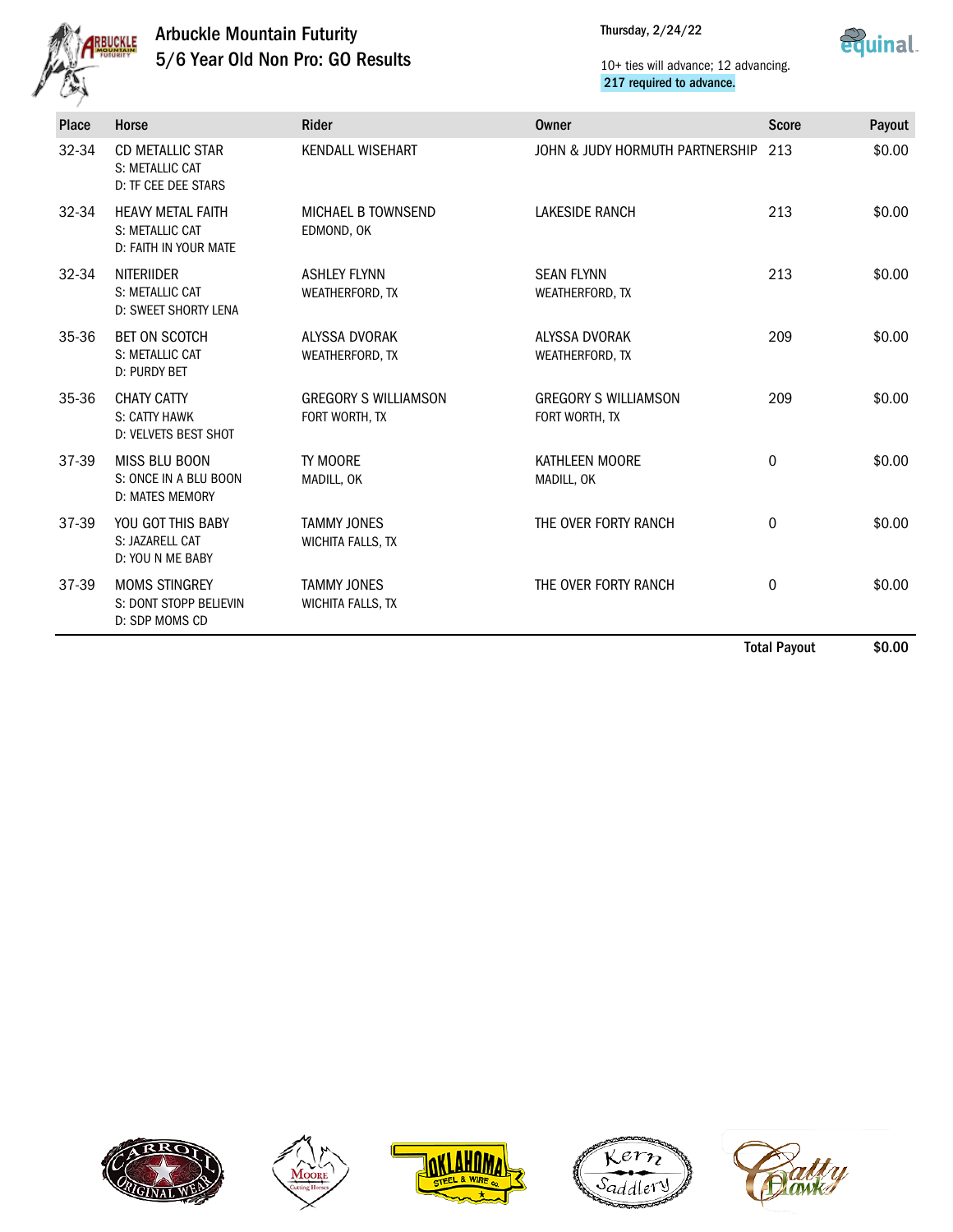# Arbuckle Mountain Futurity

## 5/6 Year Old Non Pro: GO Results

Thursday, 2/24/22

10+ ties will advance; 12 advancing.
217 required to advance.

| Place | Horse | Rider | Owner | Score | Payout |
|---|---|---|---|---|---|
| 32-34 | CD METALLIC STAR<br>S: METALLIC CAT<br>D: TF CEE DEE STARS | KENDALL WISEHART | JOHN & JUDY HORMUTH PARTNERSHIP | 213 | $0.00 |
| 32-34 | HEAVY METAL FAITH<br>S: METALLIC CAT<br>D: FAITH IN YOUR MATE | MICHAEL B TOWNSEND<br>EDMOND, OK | LAKESIDE RANCH | 213 | $0.00 |
| 32-34 | NITERIIDER<br>S: METALLIC CAT<br>D: SWEET SHORTY LENA | ASHLEY FLYNN<br>WEATHERFORD, TX | SEAN FLYNN<br>WEATHERFORD, TX | 213 | $0.00 |
| 35-36 | BET ON SCOTCH<br>S: METALLIC CAT<br>D: PURDY BET | ALYSSA DVORAK<br>WEATHERFORD, TX | ALYSSA DVORAK<br>WEATHERFORD, TX | 209 | $0.00 |
| 35-36 | CHATY CATTY<br>S: CATTY HAWK<br>D: VELVETS BEST SHOT | GREGORY S WILLIAMSON<br>FORT WORTH, TX | GREGORY S WILLIAMSON<br>FORT WORTH, TX | 209 | $0.00 |
| 37-39 | MISS BLU BOON<br>S: ONCE IN A BLU BOON<br>D: MATES MEMORY | TY MOORE<br>MADILL, OK | KATHLEEN MOORE<br>MADILL, OK | 0 | $0.00 |
| 37-39 | YOU GOT THIS BABY<br>S: JAZARELL CAT<br>D: YOU N ME BABY | TAMMY JONES<br>WICHITA FALLS, TX | THE OVER FORTY RANCH | 0 | $0.00 |
| 37-39 | MOMS STINGREY<br>S: DONT STOPP BELIEVIN<br>D: SDP MOMS CD | TAMMY JONES<br>WICHITA FALLS, TX | THE OVER FORTY RANCH | 0 | $0.00 |
| | | | | **Total Payout** | **$0.00** |